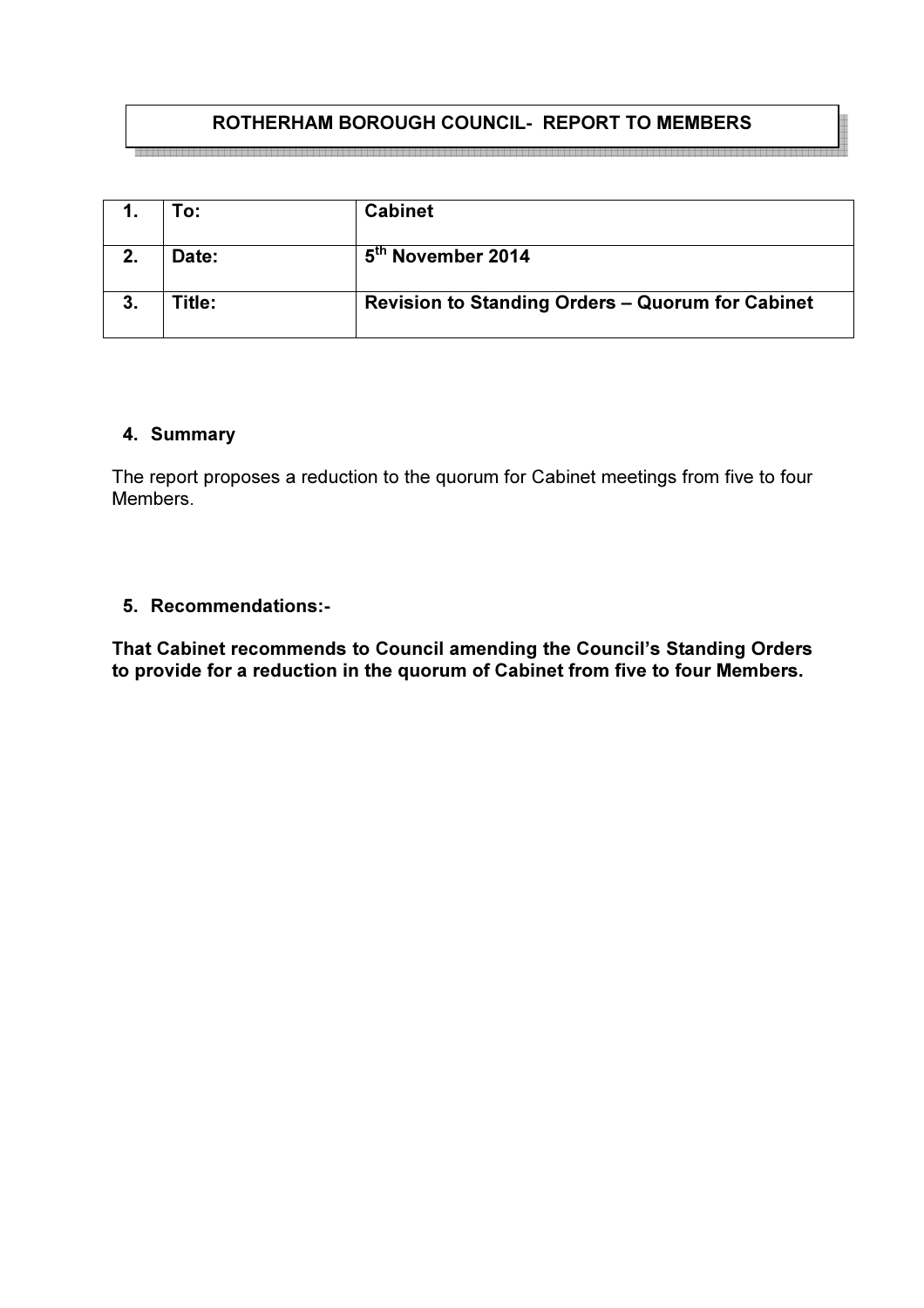**ROTHERHAM BOROUGH COUNCIL- REPORT TO MEMBERS**

| | | |
|---|---|---|
| **1.** | **To:** | **Cabinet** |
| **2.** | **Date:** | **5th November 2014** |
| **3.** | **Title:** | **Revision to Standing Orders – Quorum for Cabinet** |

## 4. Summary

The report proposes a reduction to the quorum for Cabinet meetings from five to four Members.

## 5. Recommendations:-

**That Cabinet recommends to Council amending the Council's Standing Orders to provide for a reduction in the quorum of Cabinet from five to four Members.**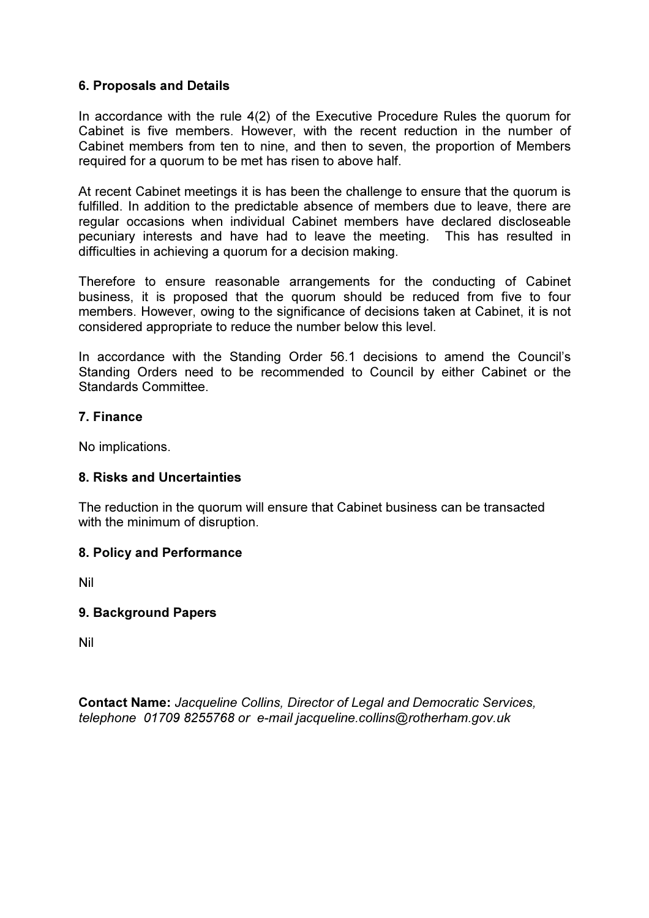## 6. Proposals and Details

In accordance with the rule 4(2) of the Executive Procedure Rules the quorum for Cabinet is five members. However, with the recent reduction in the number of Cabinet members from ten to nine, and then to seven, the proportion of Members required for a quorum to be met has risen to above half.

At recent Cabinet meetings it is has been the challenge to ensure that the quorum is fulfilled. In addition to the predictable absence of members due to leave, there are regular occasions when individual Cabinet members have declared discloseable pecuniary interests and have had to leave the meeting. This has resulted in difficulties in achieving a quorum for a decision making.

Therefore to ensure reasonable arrangements for the conducting of Cabinet business, it is proposed that the quorum should be reduced from five to four members. However, owing to the significance of decisions taken at Cabinet, it is not considered appropriate to reduce the number below this level.

In accordance with the Standing Order 56.1 decisions to amend the Council's Standing Orders need to be recommended to Council by either Cabinet or the Standards Committee.

## 7. Finance

No implications.

## 8. Risks and Uncertainties

The reduction in the quorum will ensure that Cabinet business can be transacted with the minimum of disruption.

## 8. Policy and Performance

Nil

## 9. Background Papers

Nil

**Contact Name:** *Jacqueline Collins, Director of Legal and Democratic Services, telephone 01709 8255768 or e-mail jacqueline.collins@rotherham.gov.uk*